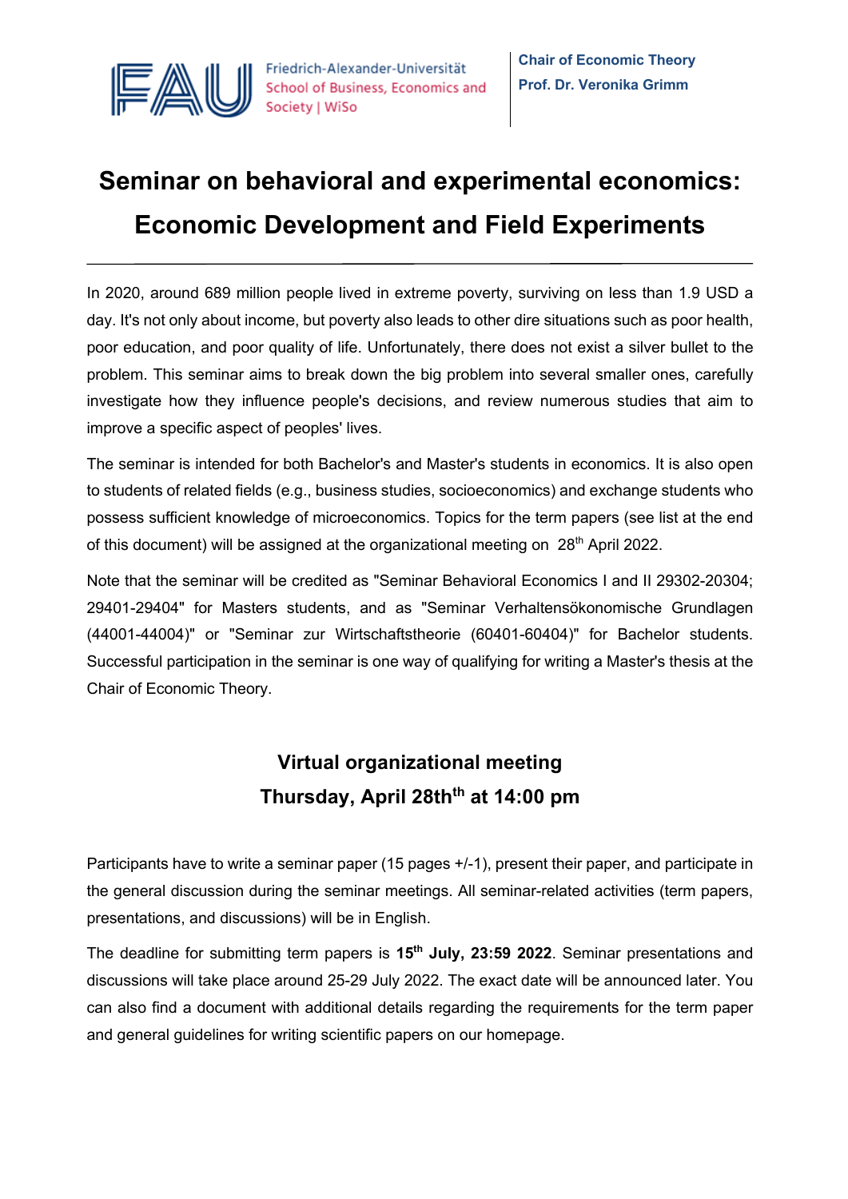Friedrich-Alexander-Universität
School of Business, Economics and Society | WiSo

**Chair of Economic Theory**
**Prof. Dr. Veronika Grimm**

# Seminar on behavioral and experimental economics: Economic Development and Field Experiments

---

In 2020, around 689 million people lived in extreme poverty, surviving on less than 1.9 USD a day. It's not only about income, but poverty also leads to other dire situations such as poor health, poor education, and poor quality of life. Unfortunately, there does not exist a silver bullet to the problem. This seminar aims to break down the big problem into several smaller ones, carefully investigate how they influence people's decisions, and review numerous studies that aim to improve a specific aspect of peoples' lives.

The seminar is intended for both Bachelor's and Master's students in economics. It is also open to students of related fields (e.g., business studies, socioeconomics) and exchange students who possess sufficient knowledge of microeconomics. Topics for the term papers (see list at the end of this document) will be assigned at the organizational meeting on 28th April 2022.

Note that the seminar will be credited as "Seminar Behavioral Economics I and II 29302-20304; 29401-29404" for Masters students, and as "Seminar Verhaltensökonomische Grundlagen (44001-44004)" or "Seminar zur Wirtschaftstheorie (60401-60404)" for Bachelor students. Successful participation in the seminar is one way of qualifying for writing a Master's thesis at the Chair of Economic Theory.

## Virtual organizational meeting
## Thursday, April 28thth at 14:00 pm

Participants have to write a seminar paper (15 pages +/-1), present their paper, and participate in the general discussion during the seminar meetings. All seminar-related activities (term papers, presentations, and discussions) will be in English.

The deadline for submitting term papers is **15th July, 23:59 2022**. Seminar presentations and discussions will take place around 25-29 July 2022. The exact date will be announced later. You can also find a document with additional details regarding the requirements for the term paper and general guidelines for writing scientific papers on our homepage.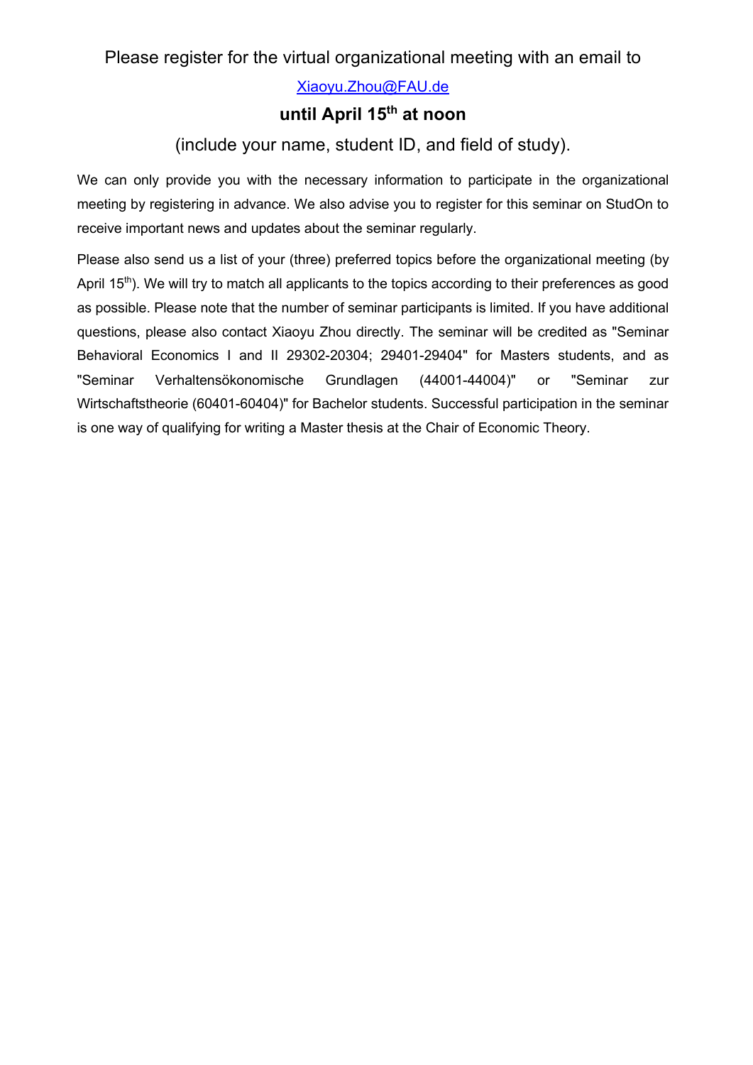Please register for the virtual organizational meeting with an email to

Xiaoyu.Zhou@FAU.de

**until April 15th at noon**

(include your name, student ID, and field of study).

We can only provide you with the necessary information to participate in the organizational meeting by registering in advance. We also advise you to register for this seminar on StudOn to receive important news and updates about the seminar regularly.

Please also send us a list of your (three) preferred topics before the organizational meeting (by April 15th). We will try to match all applicants to the topics according to their preferences as good as possible. Please note that the number of seminar participants is limited. If you have additional questions, please also contact Xiaoyu Zhou directly. The seminar will be credited as "Seminar Behavioral Economics I and II 29302-20304; 29401-29404" for Masters students, and as "Seminar Verhaltensökonomische Grundlagen (44001-44004)" or "Seminar zur Wirtschaftstheorie (60401-60404)" for Bachelor students. Successful participation in the seminar is one way of qualifying for writing a Master thesis at the Chair of Economic Theory.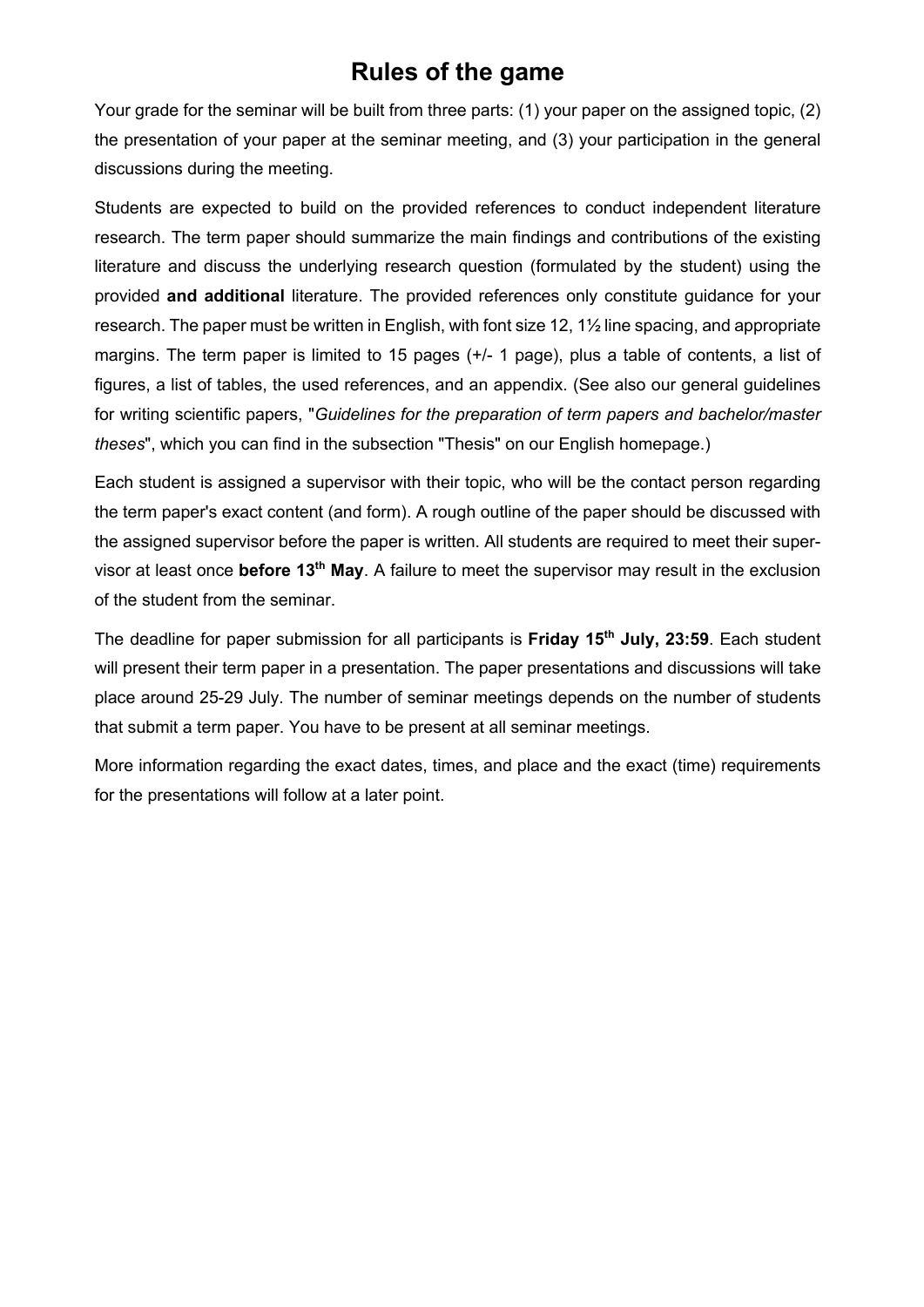# Rules of the game

Your grade for the seminar will be built from three parts: (1) your paper on the assigned topic, (2) the presentation of your paper at the seminar meeting, and (3) your participation in the general discussions during the meeting.

Students are expected to build on the provided references to conduct independent literature research. The term paper should summarize the main findings and contributions of the existing literature and discuss the underlying research question (formulated by the student) using the provided **and additional** literature. The provided references only constitute guidance for your research. The paper must be written in English, with font size 12, 1½ line spacing, and appropriate margins. The term paper is limited to 15 pages (+/- 1 page), plus a table of contents, a list of figures, a list of tables, the used references, and an appendix. (See also our general guidelines for writing scientific papers, "*Guidelines for the preparation of term papers and bachelor/master theses*", which you can find in the subsection "Thesis" on our English homepage.)

Each student is assigned a supervisor with their topic, who will be the contact person regarding the term paper's exact content (and form). A rough outline of the paper should be discussed with the assigned supervisor before the paper is written. All students are required to meet their supervisor at least once **before 13th May**. A failure to meet the supervisor may result in the exclusion of the student from the seminar.

The deadline for paper submission for all participants is **Friday 15th July, 23:59**. Each student will present their term paper in a presentation. The paper presentations and discussions will take place around 25-29 July. The number of seminar meetings depends on the number of students that submit a term paper. You have to be present at all seminar meetings.

More information regarding the exact dates, times, and place and the exact (time) requirements for the presentations will follow at a later point.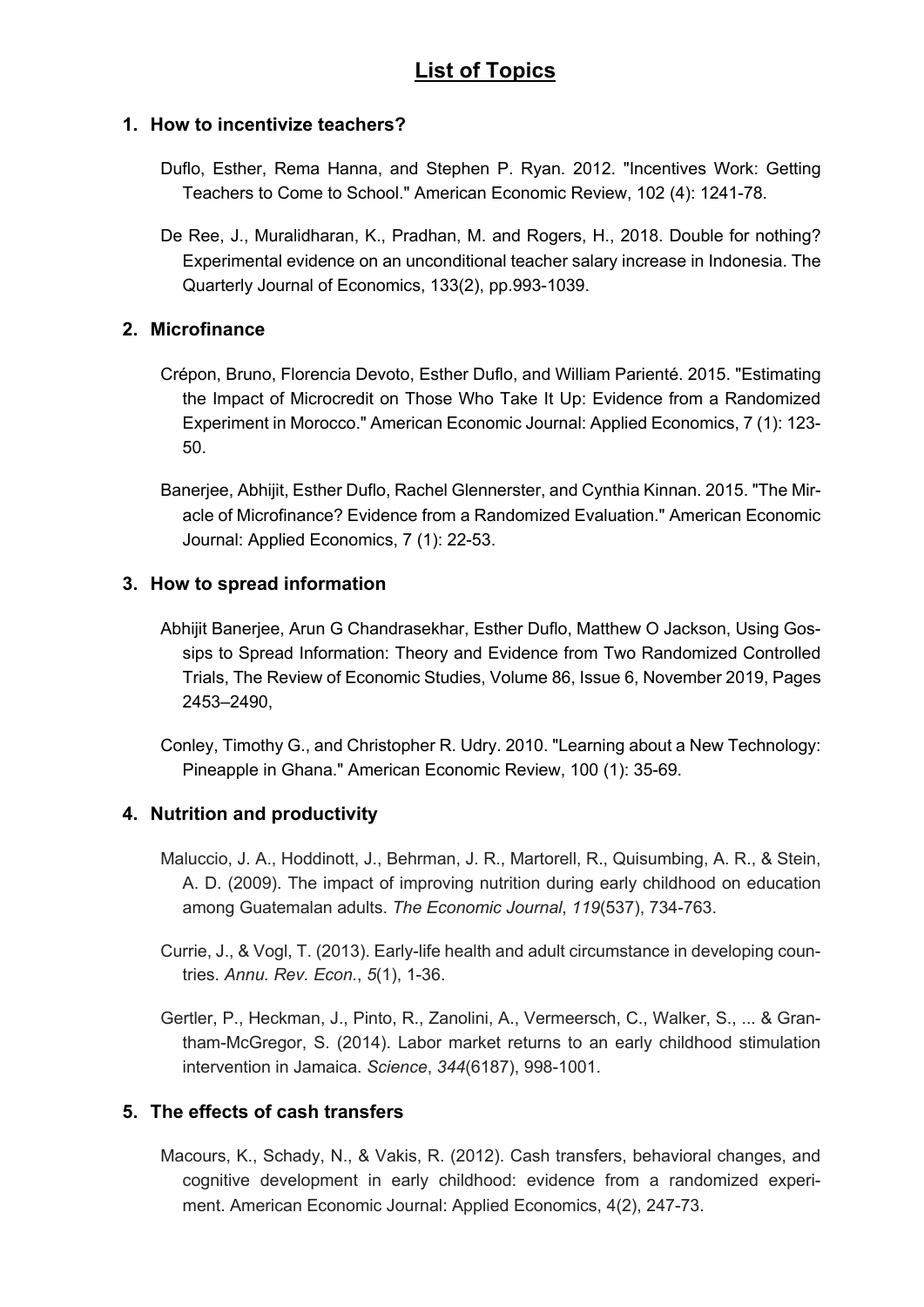# List of Topics

## 1. How to incentivize teachers?

Duflo, Esther, Rema Hanna, and Stephen P. Ryan. 2012. "Incentives Work: Getting Teachers to Come to School." American Economic Review, 102 (4): 1241-78.

De Ree, J., Muralidharan, K., Pradhan, M. and Rogers, H., 2018. Double for nothing? Experimental evidence on an unconditional teacher salary increase in Indonesia. The Quarterly Journal of Economics, 133(2), pp.993-1039.

## 2. Microfinance

Crépon, Bruno, Florencia Devoto, Esther Duflo, and William Parienté. 2015. "Estimating the Impact of Microcredit on Those Who Take It Up: Evidence from a Randomized Experiment in Morocco." American Economic Journal: Applied Economics, 7 (1): 123-50.

Banerjee, Abhijit, Esther Duflo, Rachel Glennerster, and Cynthia Kinnan. 2015. "The Miracle of Microfinance? Evidence from a Randomized Evaluation." American Economic Journal: Applied Economics, 7 (1): 22-53.

## 3. How to spread information

Abhijit Banerjee, Arun G Chandrasekhar, Esther Duflo, Matthew O Jackson, Using Gossips to Spread Information: Theory and Evidence from Two Randomized Controlled Trials, The Review of Economic Studies, Volume 86, Issue 6, November 2019, Pages 2453–2490,

Conley, Timothy G., and Christopher R. Udry. 2010. "Learning about a New Technology: Pineapple in Ghana." American Economic Review, 100 (1): 35-69.

## 4. Nutrition and productivity

Maluccio, J. A., Hoddinott, J., Behrman, J. R., Martorell, R., Quisumbing, A. R., & Stein, A. D. (2009). The impact of improving nutrition during early childhood on education among Guatemalan adults. *The Economic Journal*, *119*(537), 734-763.

Currie, J., & Vogl, T. (2013). Early-life health and adult circumstance in developing countries. *Annu. Rev. Econ.*, *5*(1), 1-36.

Gertler, P., Heckman, J., Pinto, R., Zanolini, A., Vermeersch, C., Walker, S., ... & Grantham-McGregor, S. (2014). Labor market returns to an early childhood stimulation intervention in Jamaica. *Science*, *344*(6187), 998-1001.

## 5. The effects of cash transfers

Macours, K., Schady, N., & Vakis, R. (2012). Cash transfers, behavioral changes, and cognitive development in early childhood: evidence from a randomized experiment. American Economic Journal: Applied Economics, 4(2), 247-73.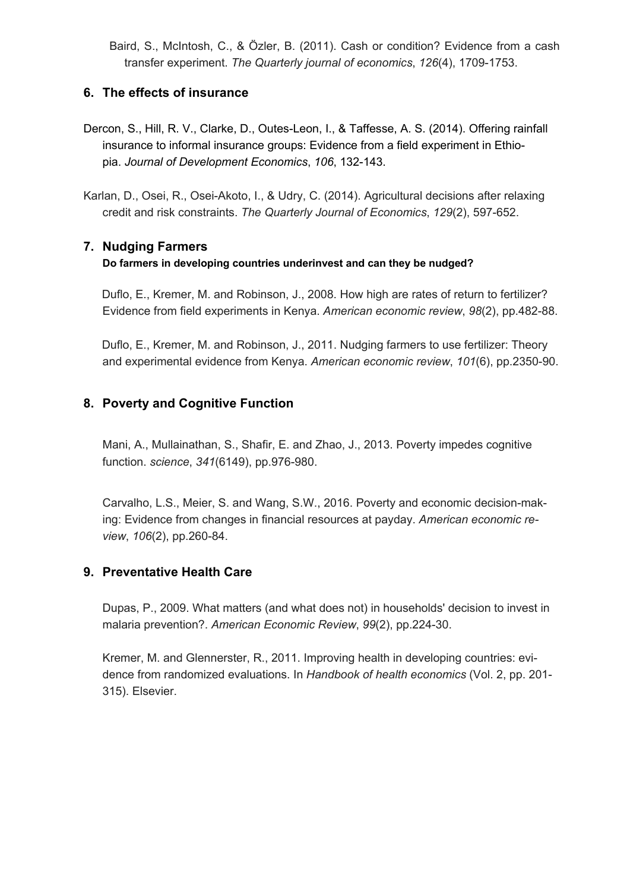Baird, S., McIntosh, C., & Özler, B. (2011). Cash or condition? Evidence from a cash transfer experiment. *The Quarterly journal of economics*, *126*(4), 1709-1753.

## 6. The effects of insurance

Dercon, S., Hill, R. V., Clarke, D., Outes-Leon, I., & Taffesse, A. S. (2014). Offering rainfall insurance to informal insurance groups: Evidence from a field experiment in Ethiopia. *Journal of Development Economics*, *106*, 132-143.

Karlan, D., Osei, R., Osei-Akoto, I., & Udry, C. (2014). Agricultural decisions after relaxing credit and risk constraints. *The Quarterly Journal of Economics*, *129*(2), 597-652.

## 7. Nudging Farmers

**Do farmers in developing countries underinvest and can they be nudged?**

Duflo, E., Kremer, M. and Robinson, J., 2008. How high are rates of return to fertilizer? Evidence from field experiments in Kenya. *American economic review*, *98*(2), pp.482-88.

Duflo, E., Kremer, M. and Robinson, J., 2011. Nudging farmers to use fertilizer: Theory and experimental evidence from Kenya. *American economic review*, *101*(6), pp.2350-90.

## 8. Poverty and Cognitive Function

Mani, A., Mullainathan, S., Shafir, E. and Zhao, J., 2013. Poverty impedes cognitive function. *science*, *341*(6149), pp.976-980.

Carvalho, L.S., Meier, S. and Wang, S.W., 2016. Poverty and economic decision-making: Evidence from changes in financial resources at payday. *American economic review*, *106*(2), pp.260-84.

## 9. Preventative Health Care

Dupas, P., 2009. What matters (and what does not) in households' decision to invest in malaria prevention?. *American Economic Review*, *99*(2), pp.224-30.

Kremer, M. and Glennerster, R., 2011. Improving health in developing countries: evidence from randomized evaluations. In *Handbook of health economics* (Vol. 2, pp. 201-315). Elsevier.